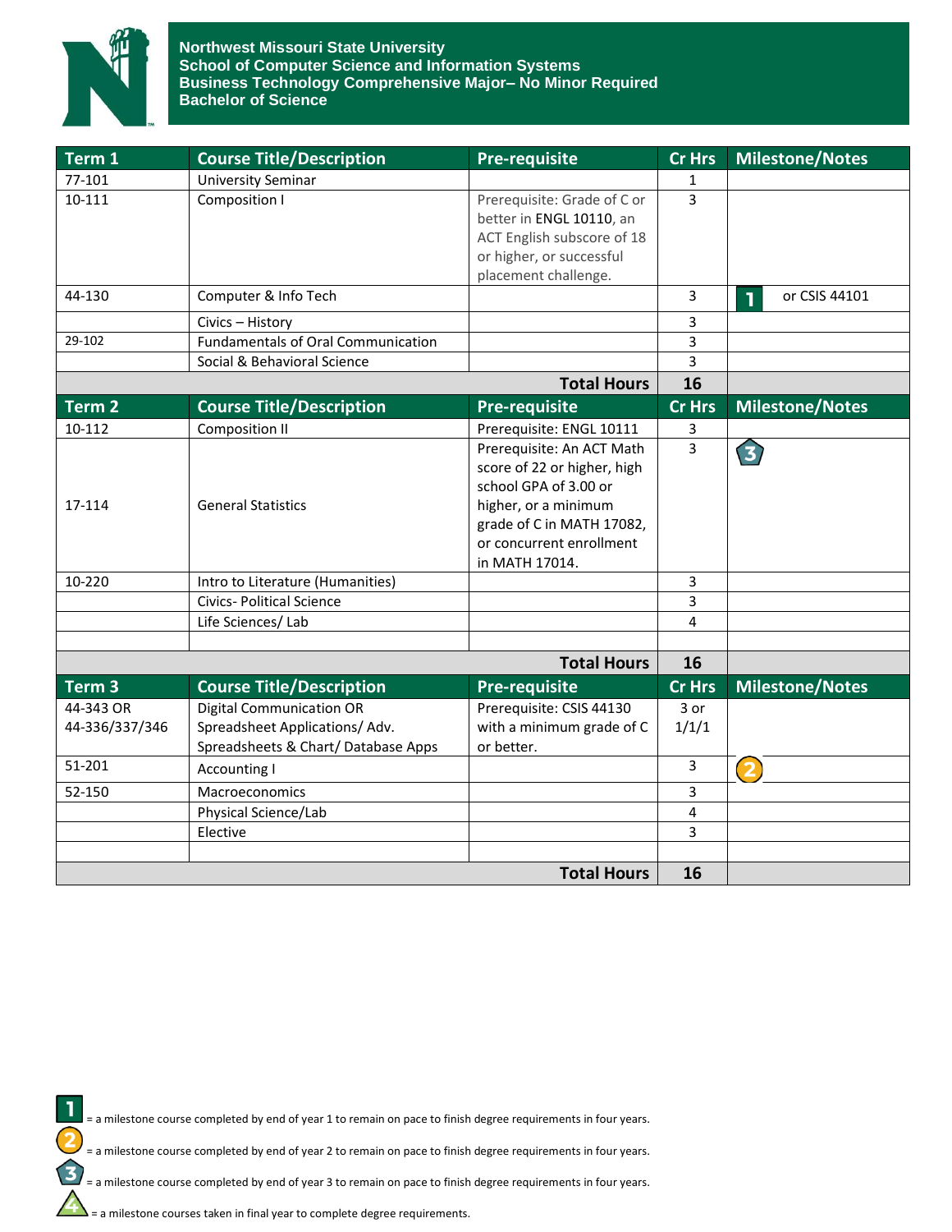# Northwest Missouri State University
## School of Computer Science and Information Systems
## Business Technology Comprehensive Major– No Minor Required
## Bachelor of Science

| Term 1 | Course Title/Description | Pre-requisite | Cr Hrs | Milestone/Notes |
|---|---|---|---|---|
| 77-101 | University Seminar | | 1 | |
| 10-111 | Composition I | Prerequisite: Grade of C or better in ENGL 10110, an ACT English subscore of 18 or higher, or successful placement challenge. | 3 | |
| 44-130 | Computer & Info Tech | | 3 | 1 or CSIS 44101 |
| | Civics – History | | 3 | |
| 29-102 | Fundamentals of Oral Communication | | 3 | |
| | Social & Behavioral Science | | 3 | |
| | | **Total Hours** | **16** | |

| Term 2 | Course Title/Description | Pre-requisite | Cr Hrs | Milestone/Notes |
|---|---|---|---|---|
| 10-112 | Composition II | Prerequisite: ENGL 10111 | 3 | |
| 17-114 | General Statistics | Prerequisite: An ACT Math score of 22 or higher, high school GPA of 3.00 or higher, or a minimum grade of C in MATH 17082, or concurrent enrollment in MATH 17014. | 3 | 3 |
| 10-220 | Intro to Literature (Humanities) | | 3 | |
| | Civics- Political Science | | 3 | |
| | Life Sciences/ Lab | | 4 | |
| | | | | |
| | | **Total Hours** | **16** | |

| Term 3 | Course Title/Description | Pre-requisite | Cr Hrs | Milestone/Notes |
|---|---|---|---|---|
| 44-343 OR 44-336/337/346 | Digital Communication OR Spreadsheet Applications/ Adv. Spreadsheets & Chart/ Database Apps | Prerequisite: CSIS 44130 with a minimum grade of C or better. | 3 or 1/1/1 | |
| 51-201 | Accounting I | | 3 | 2 |
| 52-150 | Macroeconomics | | 3 | |
| | Physical Science/Lab | | 4 | |
| | Elective | | 3 | |
| | | | | |
| | | **Total Hours** | **16** | |

1 = a milestone course completed by end of year 1 to remain on pace to finish degree requirements in four years.

2 = a milestone course completed by end of year 2 to remain on pace to finish degree requirements in four years.

3 = a milestone course completed by end of year 3 to remain on pace to finish degree requirements in four years.

4 = a milestone courses taken in final year to complete degree requirements.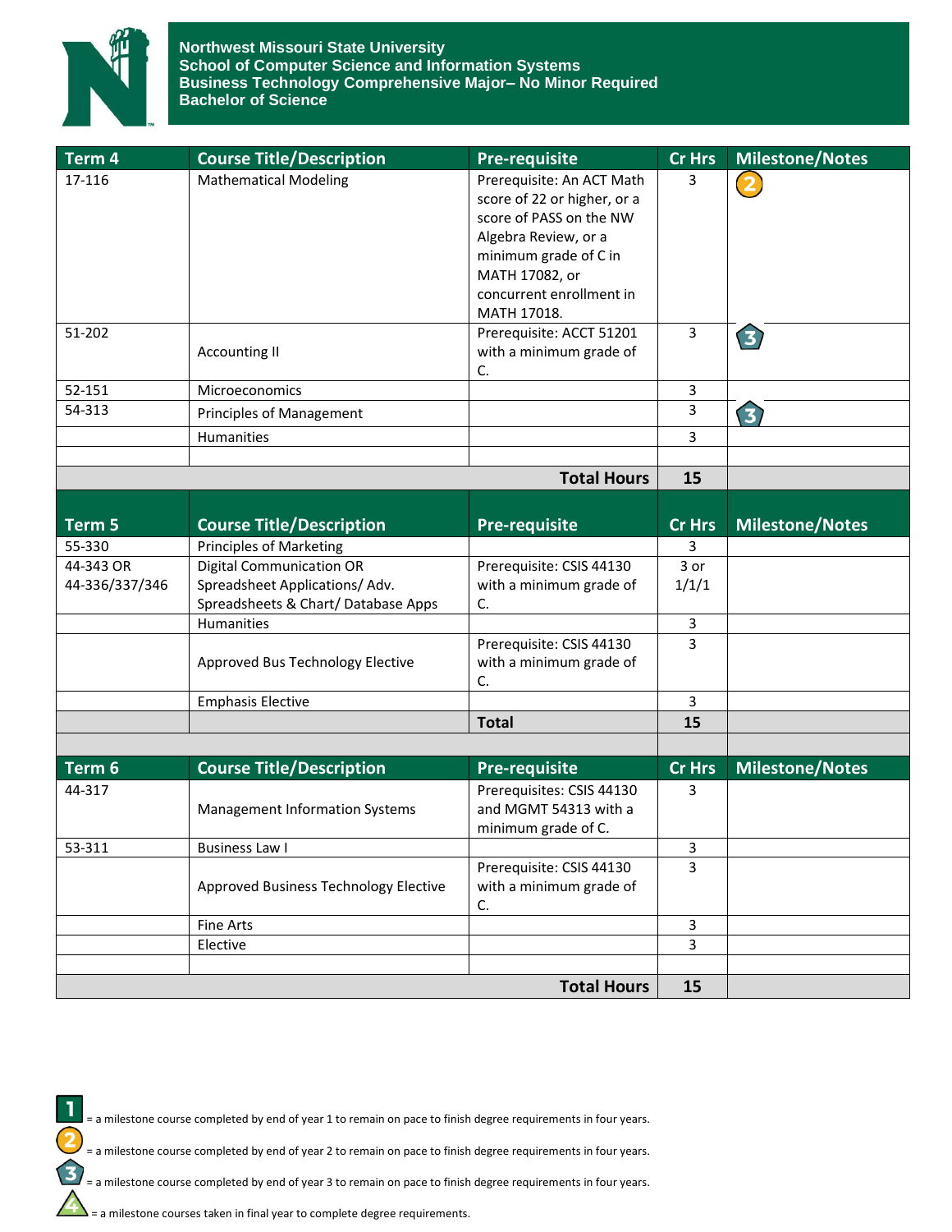**Northwest Missouri State University**
**School of Computer Science and Information Systems**
**Business Technology Comprehensive Major– No Minor Required**
**Bachelor of Science**

| Term 4 | Course Title/Description | Pre-requisite | Cr Hrs | Milestone/Notes |
|---|---|---|---|---|
| 17-116 | Mathematical Modeling | Prerequisite: An ACT Math score of 22 or higher, or a score of PASS on the NW Algebra Review, or a minimum grade of C in MATH 17082, or concurrent enrollment in MATH 17018. | 3 | 2 |
| 51-202 | Accounting II | Prerequisite: ACCT 51201 with a minimum grade of C. | 3 | 3 |
| 52-151 | Microeconomics | | 3 | |
| 54-313 | Principles of Management | | 3 | 3 |
| | Humanities | | 3 | |
| | | | | |
| | | **Total Hours** | **15** | |

| Term 5 | Course Title/Description | Pre-requisite | Cr Hrs | Milestone/Notes |
|---|---|---|---|---|
| 55-330 | Principles of Marketing | | 3 | |
| 44-343 OR 44-336/337/346 | Digital Communication OR Spreadsheet Applications/ Adv. Spreadsheets & Chart/ Database Apps | Prerequisite: CSIS 44130 with a minimum grade of C. | 3 or 1/1/1 | |
| | Humanities | | 3 | |
| | Approved Bus Technology Elective | Prerequisite: CSIS 44130 with a minimum grade of C. | 3 | |
| | Emphasis Elective | | 3 | |
| | | **Total** | **15** | |

| Term 6 | Course Title/Description | Pre-requisite | Cr Hrs | Milestone/Notes |
|---|---|---|---|---|
| 44-317 | Management Information Systems | Prerequisites: CSIS 44130 and MGMT 54313 with a minimum grade of C. | 3 | |
| 53-311 | Business Law I | | 3 | |
| | Approved Business Technology Elective | Prerequisite: CSIS 44130 with a minimum grade of C. | 3 | |
| | Fine Arts | | 3 | |
| | Elective | | 3 | |
| | | | | |
| | | **Total Hours** | **15** | |

1 = a milestone course completed by end of year 1 to remain on pace to finish degree requirements in four years.

2 = a milestone course completed by end of year 2 to remain on pace to finish degree requirements in four years.

3 = a milestone course completed by end of year 3 to remain on pace to finish degree requirements in four years.

4 = a milestone courses taken in final year to complete degree requirements.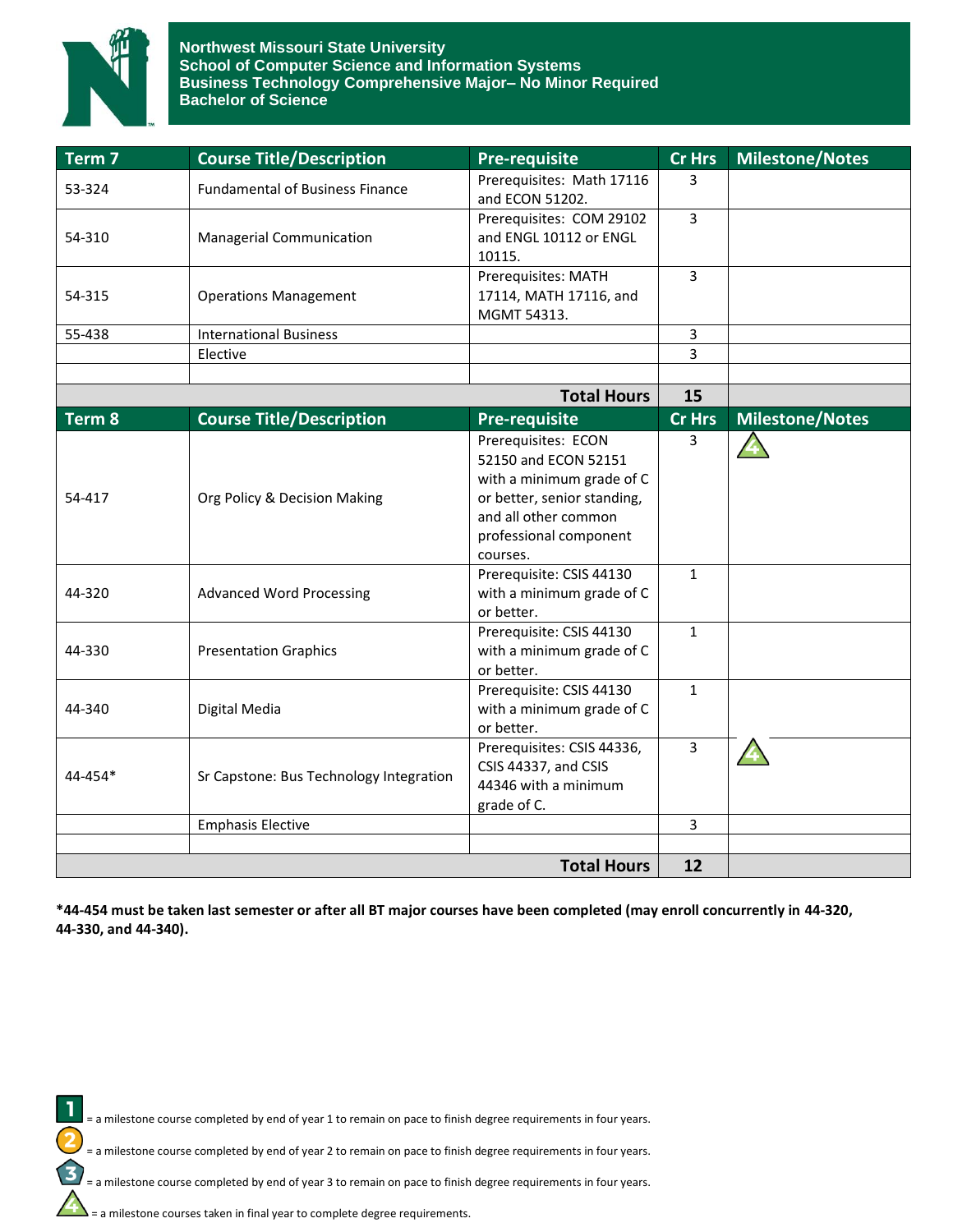**Northwest Missouri State University**
**School of Computer Science and Information Systems**
**Business Technology Comprehensive Major– No Minor Required**
**Bachelor of Science**

| Term 7 | Course Title/Description | Pre-requisite | Cr Hrs | Milestone/Notes |
|---|---|---|---|---|
| 53-324 | Fundamental of Business Finance | Prerequisites: Math 17116 and ECON 51202. | 3 | |
| 54-310 | Managerial Communication | Prerequisites: COM 29102 and ENGL 10112 or ENGL 10115. | 3 | |
| 54-315 | Operations Management | Prerequisites: MATH 17114, MATH 17116, and MGMT 54313. | 3 | |
| 55-438 | International Business | | 3 | |
| | Elective | | 3 | |
| | | | | |
| | | **Total Hours** | **15** | |
| **Term 8** | **Course Title/Description** | **Pre-requisite** | **Cr Hrs** | **Milestone/Notes** |
| 54-417 | Org Policy & Decision Making | Prerequisites: ECON 52150 and ECON 52151 with a minimum grade of C or better, senior standing, and all other common professional component courses. | 3 | 4 |
| 44-320 | Advanced Word Processing | Prerequisite: CSIS 44130 with a minimum grade of C or better. | 1 | |
| 44-330 | Presentation Graphics | Prerequisite: CSIS 44130 with a minimum grade of C or better. | 1 | |
| 44-340 | Digital Media | Prerequisite: CSIS 44130 with a minimum grade of C or better. | 1 | |
| 44-454* | Sr Capstone: Bus Technology Integration | Prerequisites: CSIS 44336, CSIS 44337, and CSIS 44346 with a minimum grade of C. | 3 | 4 |
| | Emphasis Elective | | 3 | |
| | | | | |
| | | **Total Hours** | **12** | |

**\*44-454 must be taken last semester or after all BT major courses have been completed (may enroll concurrently in 44-320, 44-330, and 44-340).**

1 = a milestone course completed by end of year 1 to remain on pace to finish degree requirements in four years.

2 = a milestone course completed by end of year 2 to remain on pace to finish degree requirements in four years.

3 = a milestone course completed by end of year 3 to remain on pace to finish degree requirements in four years.

4 = a milestone courses taken in final year to complete degree requirements.